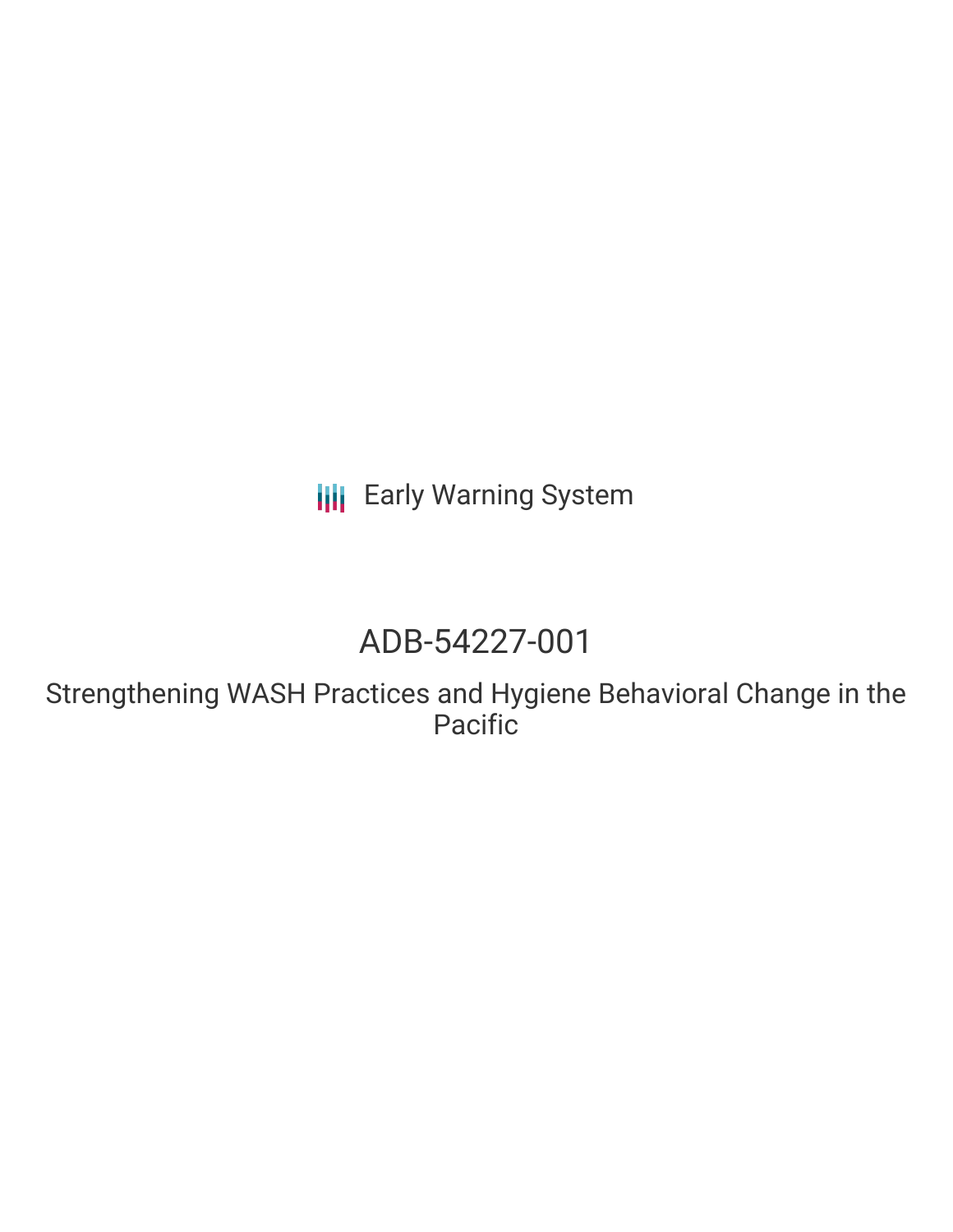Early Warning System

# ADB-54227-001

## Strengthening WASH Practices and Hygiene Behavioral Change in the Pacific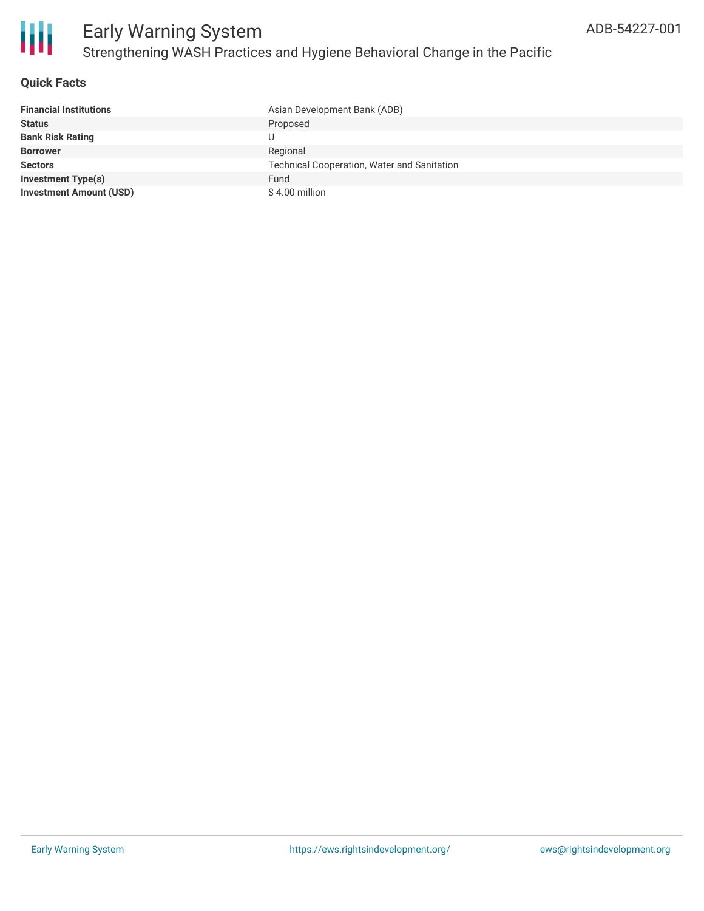## Quick Facts

| | |
|---|---|
| **Financial Institutions** | Asian Development Bank (ADB) |
| **Status** | Proposed |
| **Bank Risk Rating** | U |
| **Borrower** | Regional |
| **Sectors** | Technical Cooperation, Water and Sanitation |
| **Investment Type(s)** | Fund |
| **Investment Amount (USD)** | $ 4.00 million |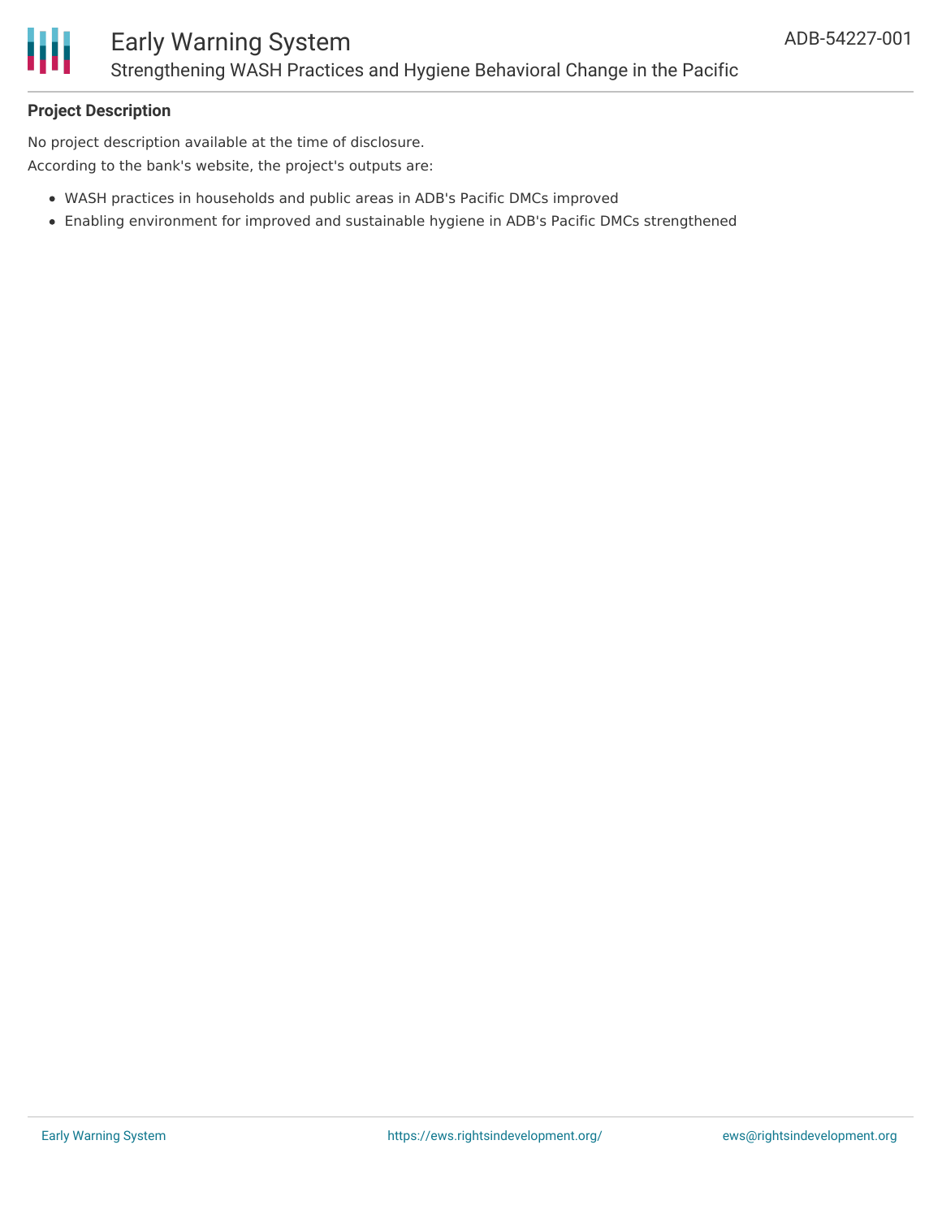## Project Description

No project description available at the time of disclosure.

According to the bank's website, the project's outputs are:

- WASH practices in households and public areas in ADB's Pacific DMCs improved
- Enabling environment for improved and sustainable hygiene in ADB's Pacific DMCs strengthened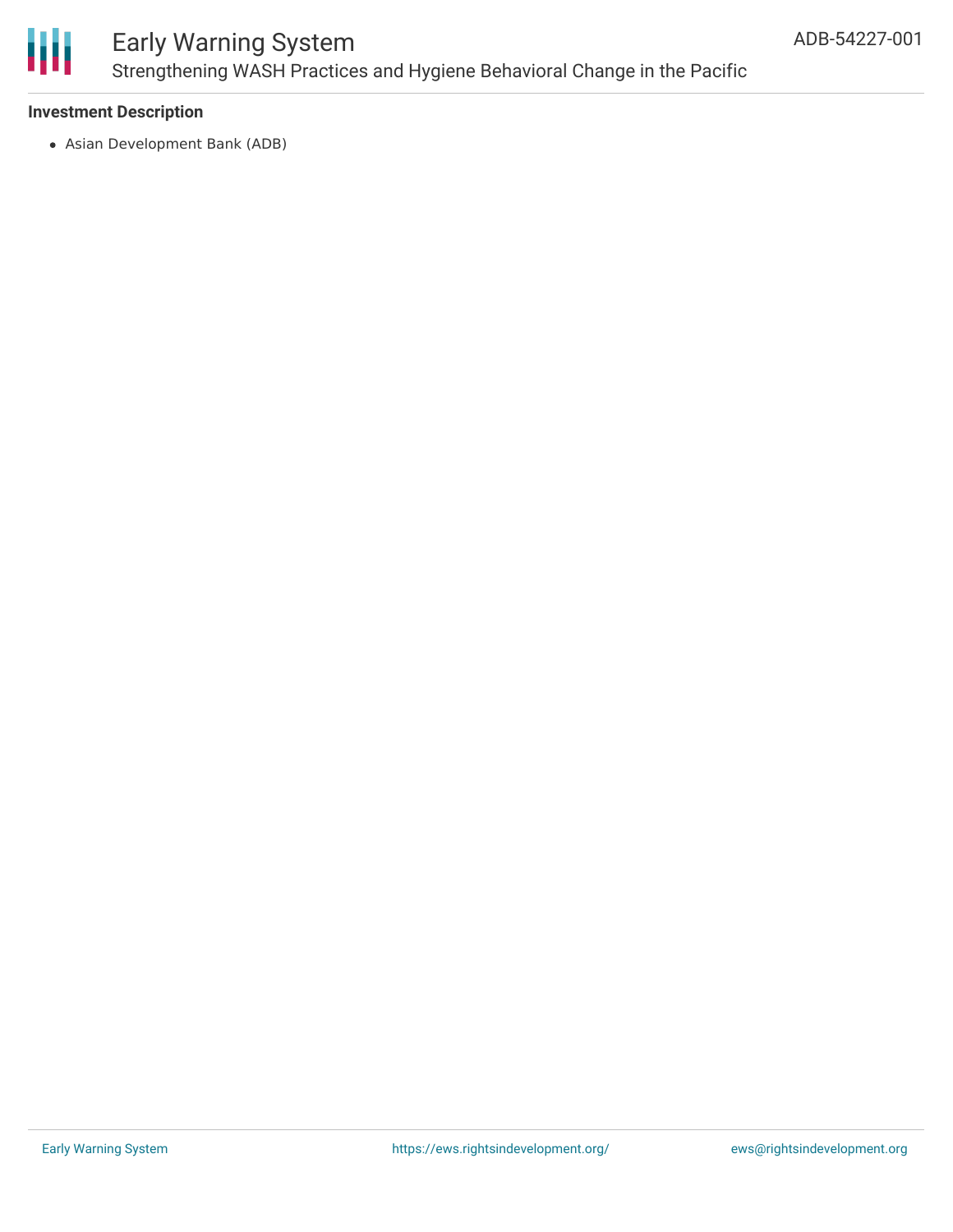**Investment Description**

- Asian Development Bank (ADB)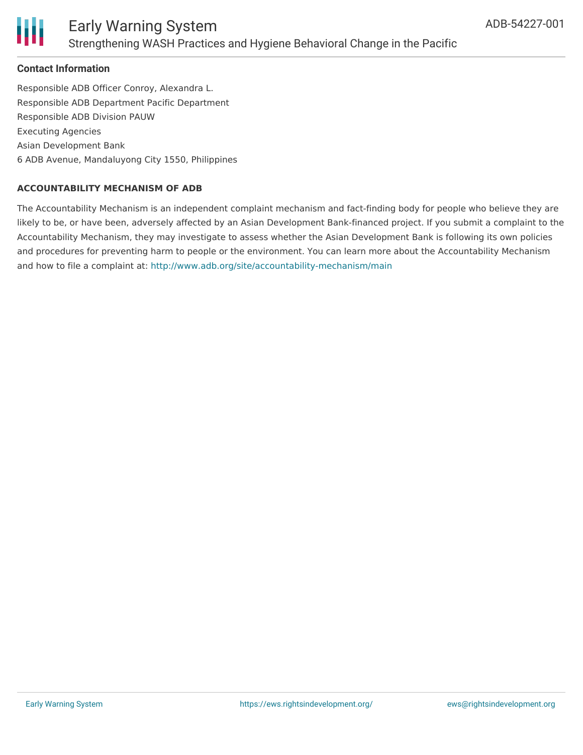## Contact Information

Responsible ADB Officer Conroy, Alexandra L.
Responsible ADB Department Pacific Department
Responsible ADB Division PAUW
Executing Agencies
Asian Development Bank
6 ADB Avenue, Mandaluyong City 1550, Philippines

### ACCOUNTABILITY MECHANISM OF ADB

The Accountability Mechanism is an independent complaint mechanism and fact-finding body for people who believe they are likely to be, or have been, adversely affected by an Asian Development Bank-financed project. If you submit a complaint to the Accountability Mechanism, they may investigate to assess whether the Asian Development Bank is following its own policies and procedures for preventing harm to people or the environment. You can learn more about the Accountability Mechanism and how to file a complaint at: http://www.adb.org/site/accountability-mechanism/main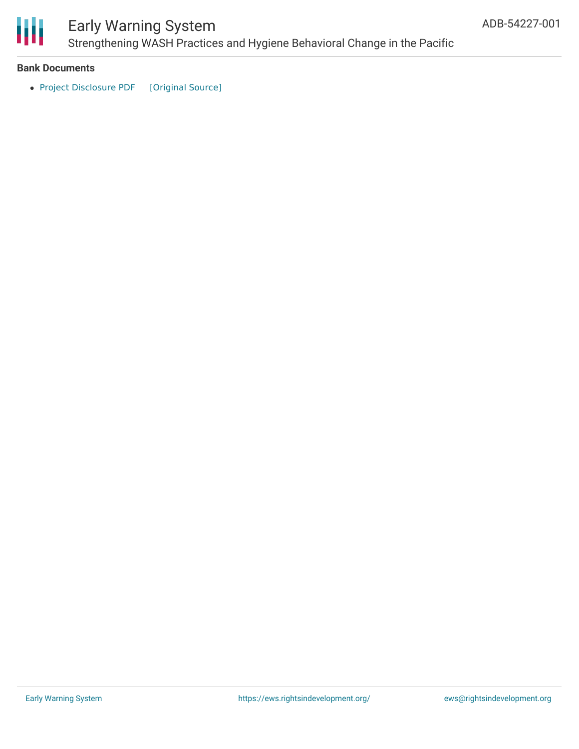**Bank Documents**

- Project Disclosure PDF [Original Source]